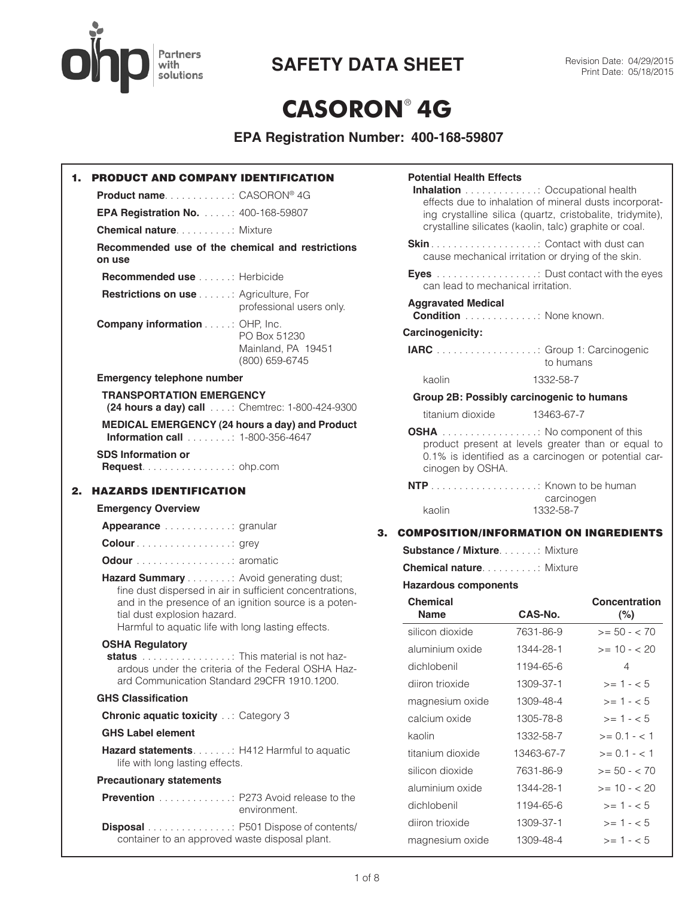# SAFETY DATA SHEET

Revision Date: 04/29/2015
Print Date: 05/18/2015

# CASORON® 4G

**EPA Registration Number: 400-168-59807**

## 1. PRODUCT AND COMPANY IDENTIFICATION

**Product name**: CASORON® 4G

**EPA Registration No.**: 400-168-59807

**Chemical nature**: Mixture

**Recommended use of the chemical and restrictions on use**

**Recommended use**: Herbicide

**Restrictions on use**: Agriculture, For professional users only.

**Company information**: OHP, Inc.
PO Box 51230
Mainland, PA 19451
(800) 659-6745

**Emergency telephone number**

**TRANSPORTATION EMERGENCY (24 hours a day) call**: Chemtrec: 1-800-424-9300

**MEDICAL EMERGENCY (24 hours a day) and Product Information call**: 1-800-356-4647

**SDS Information or Request**: ohp.com

## 2. HAZARDS IDENTIFICATION

**Emergency Overview**

**Appearance**: granular

**Colour**: grey

**Odour**: aromatic

**Hazard Summary**: Avoid generating dust; fine dust dispersed in air in sufficient concentrations, and in the presence of an ignition source is a potential dust explosion hazard.
Harmful to aquatic life with long lasting effects.

**OSHA Regulatory status**: This material is not hazardous under the criteria of the Federal OSHA Hazard Communication Standard 29CFR 1910.1200.

**GHS Classification**

**Chronic aquatic toxicity**: Category 3

**GHS Label element**

**Hazard statements**: H412 Harmful to aquatic life with long lasting effects.

**Precautionary statements**

**Prevention**: P273 Avoid release to the environment.

**Disposal**: P501 Dispose of contents/container to an approved waste disposal plant.

**Potential Health Effects**

**Inhalation**: Occupational health effects due to inhalation of mineral dusts incorporating crystalline silica (quartz, cristobalite, tridymite), crystalline silicates (kaolin, talc) graphite or coal.

**Skin**: Contact with dust can cause mechanical irritation or drying of the skin.

**Eyes**: Dust contact with the eyes can lead to mechanical irritation.

**Aggravated Medical Condition**: None known.

**Carcinogenicity:**

**IARC**: Group 1: Carcinogenic to humans

kaolin 1332-58-7

**Group 2B: Possibly carcinogenic to humans**

titanium dioxide 13463-67-7

**OSHA**: No component of this product present at levels greater than or equal to 0.1% is identified as a carcinogen or potential carcinogen by OSHA.

**NTP**: Known to be human carcinogen

kaolin 1332-58-7

## 3. COMPOSITION/INFORMATION ON INGREDIENTS

**Substance / Mixture**: Mixture

**Chemical nature**: Mixture

**Hazardous components**

| Chemical Name | CAS-No. | Concentration (%) |
|---|---|---|
| silicon dioxide | 7631-86-9 | >= 50 - < 70 |
| aluminium oxide | 1344-28-1 | >= 10 - < 20 |
| dichlobenil | 1194-65-6 | 4 |
| diiron trioxide | 1309-37-1 | >= 1 - < 5 |
| magnesium oxide | 1309-48-4 | >= 1 - < 5 |
| calcium oxide | 1305-78-8 | >= 1 - < 5 |
| kaolin | 1332-58-7 | >= 0.1 - < 1 |
| titanium dioxide | 13463-67-7 | >= 0.1 - < 1 |
| silicon dioxide | 7631-86-9 | >= 50 - < 70 |
| aluminium oxide | 1344-28-1 | >= 10 - < 20 |
| dichlobenil | 1194-65-6 | >= 1 - < 5 |
| diiron trioxide | 1309-37-1 | >= 1 - < 5 |
| magnesium oxide | 1309-48-4 | >= 1 - < 5 |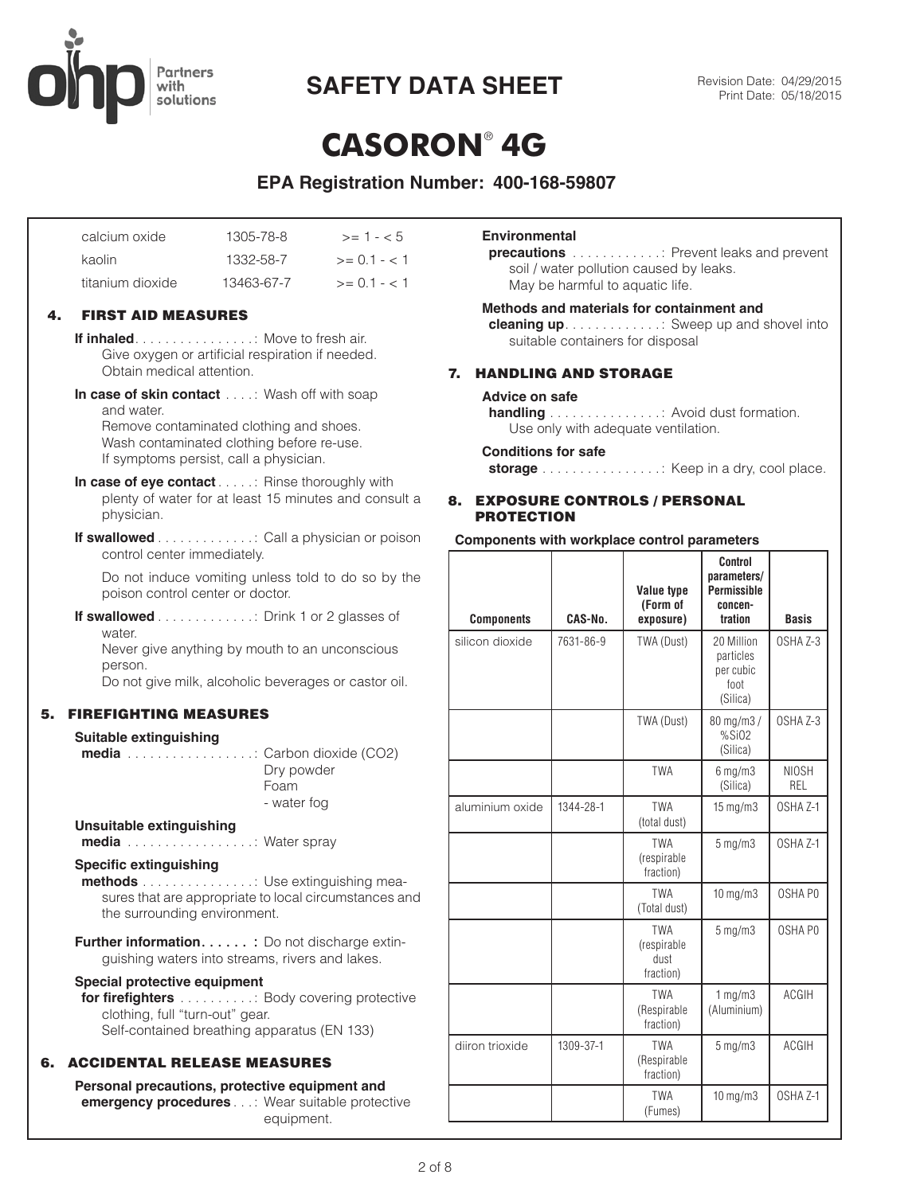# SAFETY DATA SHEET

Revision Date: 04/29/2015
Print Date: 05/18/2015

# CASORON® 4G

## EPA Registration Number: 400-168-59807

| | | |
|---|---|---|
| calcium oxide | 1305-78-8 | >= 1 - < 5 |
| kaolin | 1332-58-7 | >= 0.1 - < 1 |
| titanium dioxide | 13463-67-7 | >= 0.1 - < 1 |

## 4. FIRST AID MEASURES

**If inhaled** . . . . . . . . . . . . . . . : Move to fresh air.
Give oxygen or artificial respiration if needed.
Obtain medical attention.

**In case of skin contact** . . . . : Wash off with soap and water.
Remove contaminated clothing and shoes.
Wash contaminated clothing before re-use.
If symptoms persist, call a physician.

**In case of eye contact** . . . . . : Rinse thoroughly with plenty of water for at least 15 minutes and consult a physician.

**If swallowed** . . . . . . . . . . . . . : Call a physician or poison control center immediately.

Do not induce vomiting unless told to do so by the poison control center or doctor.

**If swallowed** . . . . . . . . . . . . . : Drink 1 or 2 glasses of water.
Never give anything by mouth to an unconscious person.
Do not give milk, alcoholic beverages or castor oil.

## 5. FIREFIGHTING MEASURES

**Suitable extinguishing media** . . . . . . . . . . . . . . . . . : Carbon dioxide ($CO_2$)
Dry powder
Foam
- water fog

**Unsuitable extinguishing media** . . . . . . . . . . . . . . . . . : Water spray

**Specific extinguishing methods** . . . . . . . . . . . . . . . : Use extinguishing measures that are appropriate to local circumstances and the surrounding environment.

**Further information. . . . . . :** Do not discharge extinguishing waters into streams, rivers and lakes.

**Special protective equipment for firefighters** . . . . . . . . . . : Body covering protective clothing, full "turn-out" gear.
Self-contained breathing apparatus (EN 133)

## 6. ACCIDENTAL RELEASE MEASURES

**Personal precautions, protective equipment and emergency procedures** . . . : Wear suitable protective equipment.

**Environmental precautions** . . . . . . . . . . . . : Prevent leaks and prevent soil / water pollution caused by leaks.
May be harmful to aquatic life.

**Methods and materials for containment and cleaning up** . . . . . . . . . . . . . : Sweep up and shovel into suitable containers for disposal

## 7. HANDLING AND STORAGE

**Advice on safe handling** . . . . . . . . . . . . . . . : Avoid dust formation.
Use only with adequate ventilation.

**Conditions for safe storage** . . . . . . . . . . . . . . . . : Keep in a dry, cool place.

## 8. EXPOSURE CONTROLS / PERSONAL PROTECTION

**Components with workplace control parameters**

| Components | CAS-No. | Value type (Form of exposure) | Control parameters/ Permissible concentration | Basis |
|---|---|---|---|---|
| silicon dioxide | 7631-86-9 | TWA (Dust) | 20 Million particles per cubic foot (Silica) | OSHA Z-3 |
| | | TWA (Dust) | 80 mg/m3 / %SiO2 (Silica) | OSHA Z-3 |
| | | TWA | 6 mg/m3 (Silica) | NIOSH REL |
| aluminium oxide | 1344-28-1 | TWA (total dust) | 15 mg/m3 | OSHA Z-1 |
| | | TWA (respirable fraction) | 5 mg/m3 | OSHA Z-1 |
| | | TWA (Total dust) | 10 mg/m3 | OSHA P0 |
| | | TWA (respirable dust fraction) | 5 mg/m3 | OSHA P0 |
| | | TWA (Respirable fraction) | 1 mg/m3 (Aluminium) | ACGIH |
| diiron trioxide | 1309-37-1 | TWA (Respirable fraction) | 5 mg/m3 | ACGIH |
| | | TWA (Fumes) | 10 mg/m3 | OSHA Z-1 |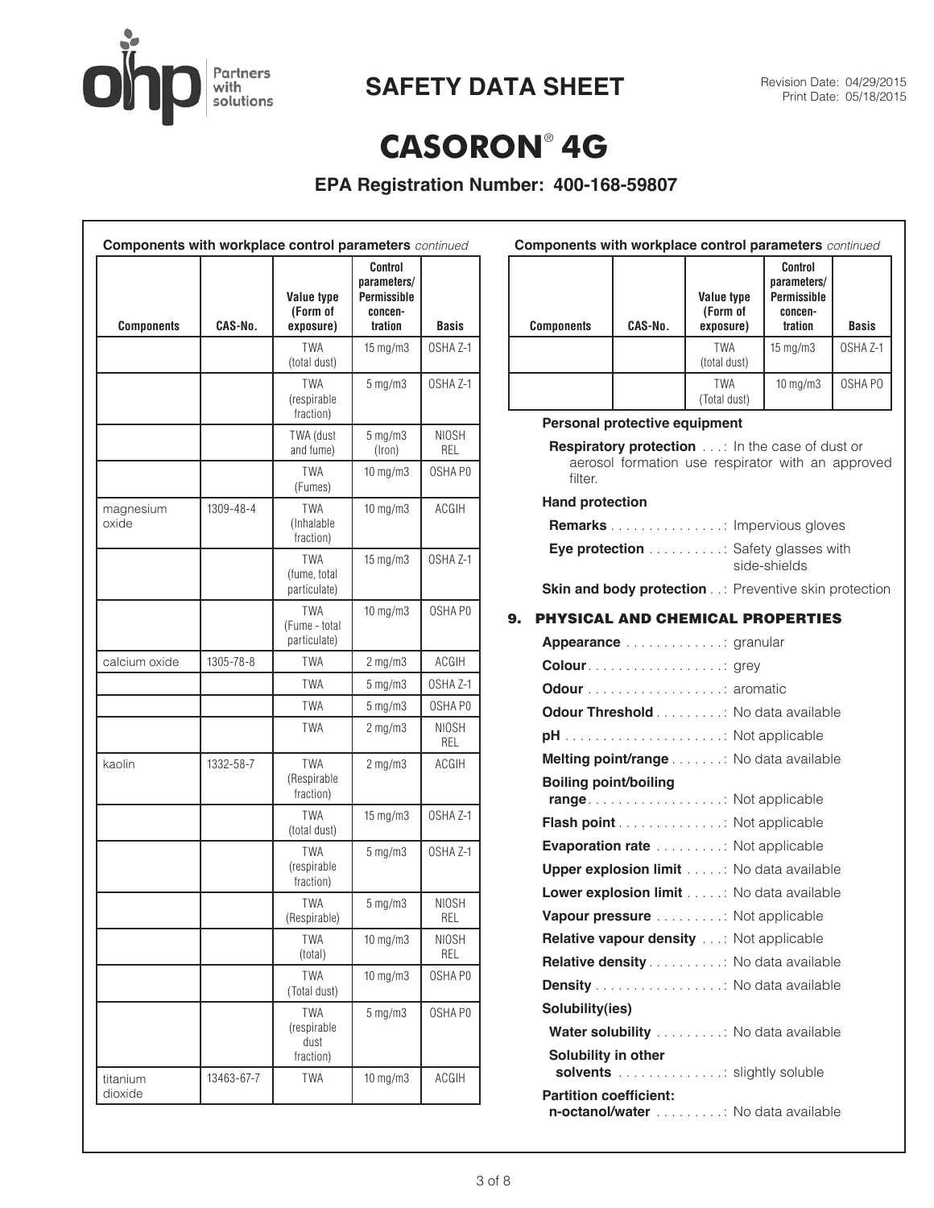# SAFETY DATA SHEET

# CASORON® 4G

## EPA Registration Number: 400-168-59807

**Components with workplace control parameters** *continued*

| Components | CAS-No. | Value type (Form of exposure) | Control parameters/ Permissible concen- tration | Basis |
|---|---|---|---|---|
| | | TWA (total dust) | 15 mg/m3 | OSHA Z-1 |
| | | TWA (respirable fraction) | 5 mg/m3 | OSHA Z-1 |
| | | TWA (dust and fume) | 5 mg/m3 (Iron) | NIOSH REL |
| | | TWA (Fumes) | 10 mg/m3 | OSHA P0 |
| magnesium oxide | 1309-48-4 | TWA (Inhalable fraction) | 10 mg/m3 | ACGIH |
| | | TWA (fume, total particulate) | 15 mg/m3 | OSHA Z-1 |
| | | TWA (Fume - total particulate) | 10 mg/m3 | OSHA P0 |
| calcium oxide | 1305-78-8 | TWA | 2 mg/m3 | ACGIH |
| | | TWA | 5 mg/m3 | OSHA Z-1 |
| | | TWA | 5 mg/m3 | OSHA P0 |
| | | TWA | 2 mg/m3 | NIOSH REL |
| kaolin | 1332-58-7 | TWA (Respirable fraction) | 2 mg/m3 | ACGIH |
| | | TWA (total dust) | 15 mg/m3 | OSHA Z-1 |
| | | TWA (respirable fraction) | 5 mg/m3 | OSHA Z-1 |
| | | TWA (Respirable) | 5 mg/m3 | NIOSH REL |
| | | TWA (total) | 10 mg/m3 | NIOSH REL |
| | | TWA (Total dust) | 10 mg/m3 | OSHA P0 |
| | | TWA (respirable dust fraction) | 5 mg/m3 | OSHA P0 |
| titanium dioxide | 13463-67-7 | TWA | 10 mg/m3 | ACGIH |
| | | TWA (total dust) | 15 mg/m3 | OSHA Z-1 |
| | | TWA (Total dust) | 10 mg/m3 | OSHA P0 |

**Personal protective equipment**

**Respiratory protection** . . . : In the case of dust or aerosol formation use respirator with an approved filter.

**Hand protection**

**Remarks** . . . . . . . . . . . . . . . : Impervious gloves

**Eye protection** . . . . . . . . . . : Safety glasses with side-shields

**Skin and body protection** . . : Preventive skin protection

## 9. PHYSICAL AND CHEMICAL PROPERTIES

**Appearance** . . . . . . . . . . . . . : granular

**Colour** . . . . . . . . . . . . . . . . . . : grey

**Odour** . . . . . . . . . . . . . . . . . . : aromatic

**Odour Threshold** . . . . . . . . . : No data available

**pH** . . . . . . . . . . . . . . . . . . . . . : Not applicable

**Melting point/range** . . . . . . . : No data available

**Boiling point/boiling range** . . . . . . . . . . . . . . . . . . : Not applicable

**Flash point** . . . . . . . . . . . . . . : Not applicable

**Evaporation rate** . . . . . . . . . : Not applicable

**Upper explosion limit** . . . . . : No data available

**Lower explosion limit** . . . . . : No data available

**Vapour pressure** . . . . . . . . . : Not applicable

**Relative vapour density** . . . : Not applicable

**Relative density** . . . . . . . . . . : No data available

**Density** . . . . . . . . . . . . . . . . . : No data available

**Solubility(ies)**

**Water solubility** . . . . . . . . . : No data available

**Solubility in other solvents** . . . . . . . . . . . . . . : slightly soluble

**Partition coefficient: n-octanol/water** . . . . . . . . . : No data available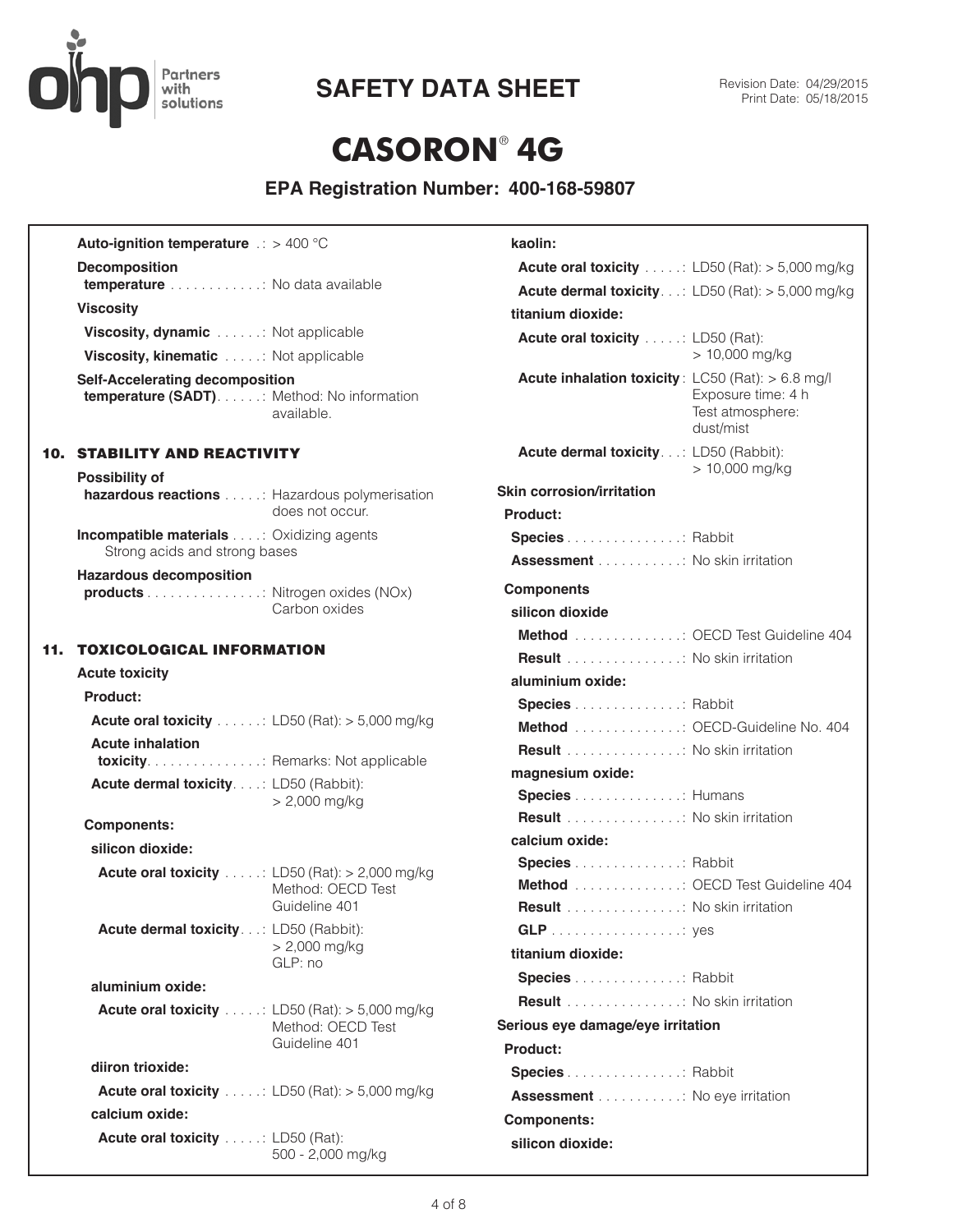**Auto-ignition temperature** : > 400 °C

**Decomposition temperature** : No data available

**Viscosity**

**Viscosity, dynamic** : Not applicable

**Viscosity, kinematic** : Not applicable

**Self-Accelerating decomposition temperature (SADT)** : Method: No information available.

## 10. STABILITY AND REACTIVITY

**Possibility of hazardous reactions** : Hazardous polymerisation does not occur.

**Incompatible materials** : Oxidizing agents
Strong acids and strong bases

**Hazardous decomposition products** : Nitrogen oxides (NOx)
Carbon oxides

## 11. TOXICOLOGICAL INFORMATION

**Acute toxicity**

**Product:**

**Acute oral toxicity** : LD50 (Rat): > 5,000 mg/kg

**Acute inhalation toxicity** : Remarks: Not applicable

**Acute dermal toxicity** : LD50 (Rabbit): > 2,000 mg/kg

**Components:**

**silicon dioxide:**

**Acute oral toxicity** : LD50 (Rat): > 2,000 mg/kg
Method: OECD Test Guideline 401

**Acute dermal toxicity** : LD50 (Rabbit): > 2,000 mg/kg
GLP: no

**aluminium oxide:**

**Acute oral toxicity** : LD50 (Rat): > 5,000 mg/kg
Method: OECD Test Guideline 401

**diiron trioxide:**

**Acute oral toxicity** : LD50 (Rat): > 5,000 mg/kg

**calcium oxide:**

**Acute oral toxicity** : LD50 (Rat): 500 - 2,000 mg/kg

**kaolin:**

**Acute oral toxicity** : LD50 (Rat): > 5,000 mg/kg

**Acute dermal toxicity** : LD50 (Rat): > 5,000 mg/kg

**titanium dioxide:**

**Acute oral toxicity** : LD50 (Rat): > 10,000 mg/kg

**Acute inhalation toxicity** : LC50 (Rat): > 6.8 mg/l
Exposure time: 4 h
Test atmosphere: dust/mist

**Acute dermal toxicity** : LD50 (Rabbit): > 10,000 mg/kg

**Skin corrosion/irritation**

**Product:**

**Species** : Rabbit

**Assessment** : No skin irritation

**Components**

**silicon dioxide**

**Method** : OECD Test Guideline 404

**Result** : No skin irritation

**aluminium oxide:**

**Species** : Rabbit

**Method** : OECD-Guideline No. 404

**Result** : No skin irritation

**magnesium oxide:**

**Species** : Humans

**Result** : No skin irritation

**calcium oxide:**

**Species** : Rabbit

**Method** : OECD Test Guideline 404

**Result** : No skin irritation

**GLP** : yes

**titanium dioxide:**

**Species** : Rabbit

**Result** : No skin irritation

**Serious eye damage/eye irritation**

**Product:**

**Species** : Rabbit

**Assessment** : No eye irritation

**Components:**

**silicon dioxide:**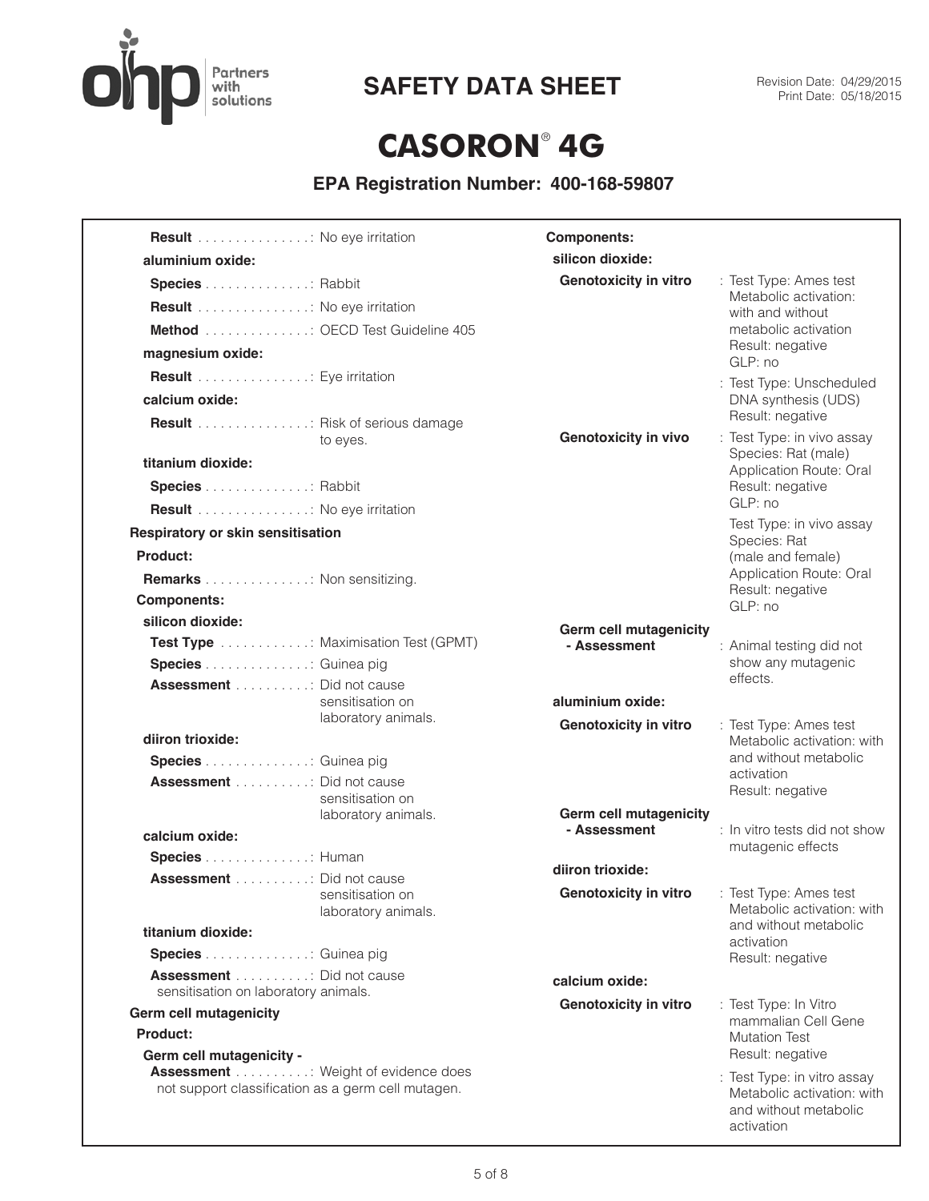**Result** ................: No eye irritation

**aluminium oxide:**

**Species** ...............: Rabbit

**Result** ................: No eye irritation

**Method** ...............: OECD Test Guideline 405

**magnesium oxide:**

**Result** ................: Eye irritation

**calcium oxide:**

**Result** ................: Risk of serious damage to eyes.

**titanium dioxide:**

**Species** ...............: Rabbit

**Result** ................: No eye irritation

**Respiratory or skin sensitisation**

**Product:**

**Remarks** ...............: Non sensitizing.

**Components:**

**silicon dioxide:**

**Test Type** .............: Maximisation Test (GPMT)

**Species** ...............: Guinea pig

**Assessment** ...........: Did not cause sensitisation on laboratory animals.

**diiron trioxide:**

**Species** ...............: Guinea pig

**Assessment** ...........: Did not cause sensitisation on laboratory animals.

**calcium oxide:**

**Species** ...............: Human

**Assessment** ...........: Did not cause sensitisation on laboratory animals.

**titanium dioxide:**

**Species** ...............: Guinea pig

**Assessment** ...........: Did not cause sensitisation on laboratory animals.

**Germ cell mutagenicity**

**Product:**

**Germ cell mutagenicity - Assessment** ...........: Weight of evidence does not support classification as a germ cell mutagen.

**Components:**

**silicon dioxide:**

**Genotoxicity in vitro** : Test Type: Ames test
Metabolic activation: with and without metabolic activation
Result: negative
GLP: no

: Test Type: Unscheduled DNA synthesis (UDS)
Result: negative

**Genotoxicity in vivo** : Test Type: in vivo assay
Species: Rat (male)
Application Route: Oral
Result: negative
GLP: no

Test Type: in vivo assay
Species: Rat (male and female)
Application Route: Oral
Result: negative
GLP: no

**Germ cell mutagenicity - Assessment** : Animal testing did not show any mutagenic effects.

**aluminium oxide:**

**Genotoxicity in vitro** : Test Type: Ames test
Metabolic activation: with and without metabolic activation
Result: negative

**Germ cell mutagenicity - Assessment** : In vitro tests did not show mutagenic effects

**diiron trioxide:**

**Genotoxicity in vitro** : Test Type: Ames test
Metabolic activation: with and without metabolic activation
Result: negative

**calcium oxide:**

**Genotoxicity in vitro** : Test Type: In Vitro mammalian Cell Gene Mutation Test
Result: negative

: Test Type: in vitro assay
Metabolic activation: with and without metabolic activation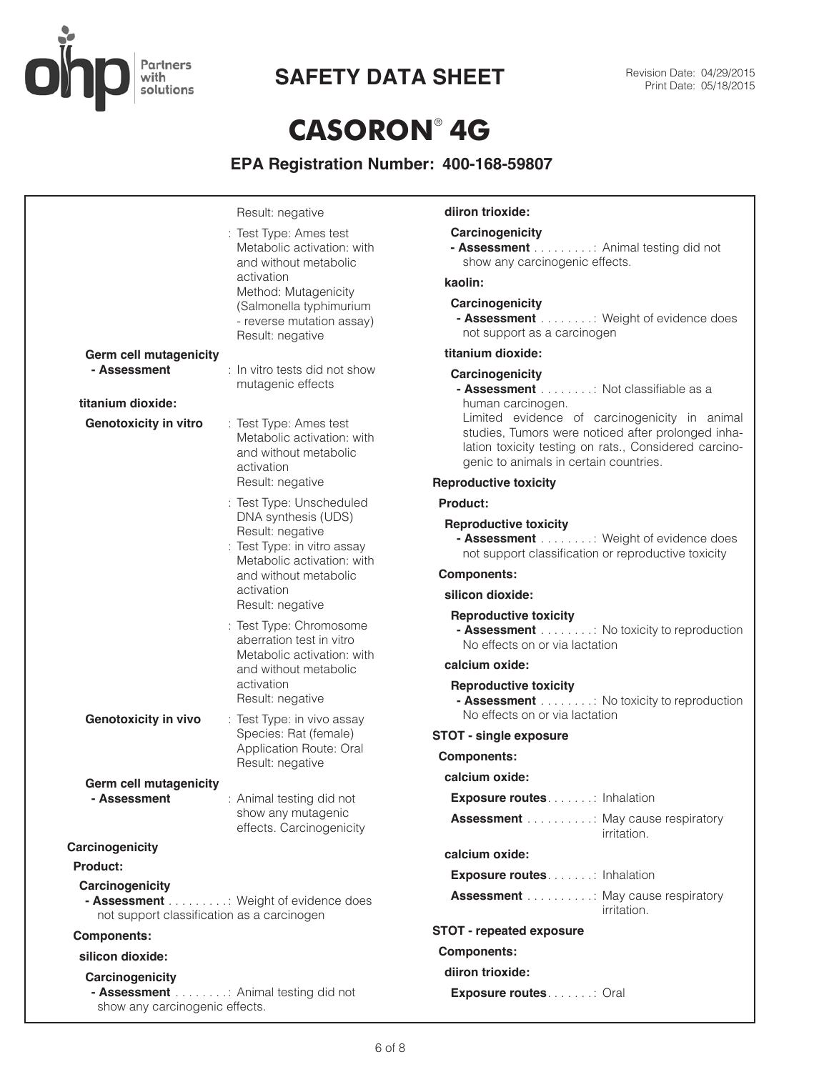Result: negative

: Test Type: Ames test
Metabolic activation: with and without metabolic activation
Method: Mutagenicity (Salmonella typhimurium - reverse mutation assay)
Result: negative

**Germ cell mutagenicity**
**- Assessment** : In vitro tests did not show mutagenic effects

**titanium dioxide:**

**Genotoxicity in vitro** : Test Type: Ames test
Metabolic activation: with and without metabolic activation
Result: negative

: Test Type: Unscheduled DNA synthesis (UDS)
Result: negative

: Test Type: in vitro assay
Metabolic activation: with and without metabolic activation
Result: negative

: Test Type: Chromosome aberration test in vitro
Metabolic activation: with and without metabolic activation
Result: negative

**Genotoxicity in vivo** : Test Type: in vivo assay
Species: Rat (female)
Application Route: Oral
Result: negative

**Germ cell mutagenicity**
**- Assessment** : Animal testing did not show any mutagenic effects. Carcinogenicity

**Carcinogenicity**

**Product:**

**Carcinogenicity**
**- Assessment** . . . . . . . . . : Weight of evidence does not support classification as a carcinogen

**Components:**

**silicon dioxide:**

**Carcinogenicity**
**- Assessment** . . . . . . . . : Animal testing did not show any carcinogenic effects.

**diiron trioxide:**

**Carcinogenicity**
**- Assessment** . . . . . . . . . : Animal testing did not show any carcinogenic effects.

**kaolin:**

**Carcinogenicity**
**- Assessment** . . . . . . . . : Weight of evidence does not support as a carcinogen

**titanium dioxide:**

**Carcinogenicity**
**- Assessment** . . . . . . . . : Not classifiable as a human carcinogen.
Limited evidence of carcinogenicity in animal studies, Tumors were noticed after prolonged inhalation toxicity testing on rats., Considered carcinogenic to animals in certain countries.

**Reproductive toxicity**

**Product:**

**Reproductive toxicity**
**- Assessment** . . . . . . . . : Weight of evidence does not support classification or reproductive toxicity

**Components:**

**silicon dioxide:**

**Reproductive toxicity**
**- Assessment** . . . . . . . . : No toxicity to reproduction
No effects on or via lactation

**calcium oxide:**

**Reproductive toxicity**
**- Assessment** . . . . . . . . : No toxicity to reproduction
No effects on or via lactation

**STOT - single exposure**

**Components:**

**calcium oxide:**

**Exposure routes**. . . . . . . : Inhalation

**Assessment** . . . . . . . . . . : May cause respiratory irritation.

**calcium oxide:**

**Exposure routes**. . . . . . . : Inhalation

**Assessment** . . . . . . . . . . : May cause respiratory irritation.

**STOT - repeated exposure**

**Components:**

**diiron trioxide:**

**Exposure routes**. . . . . . . : Oral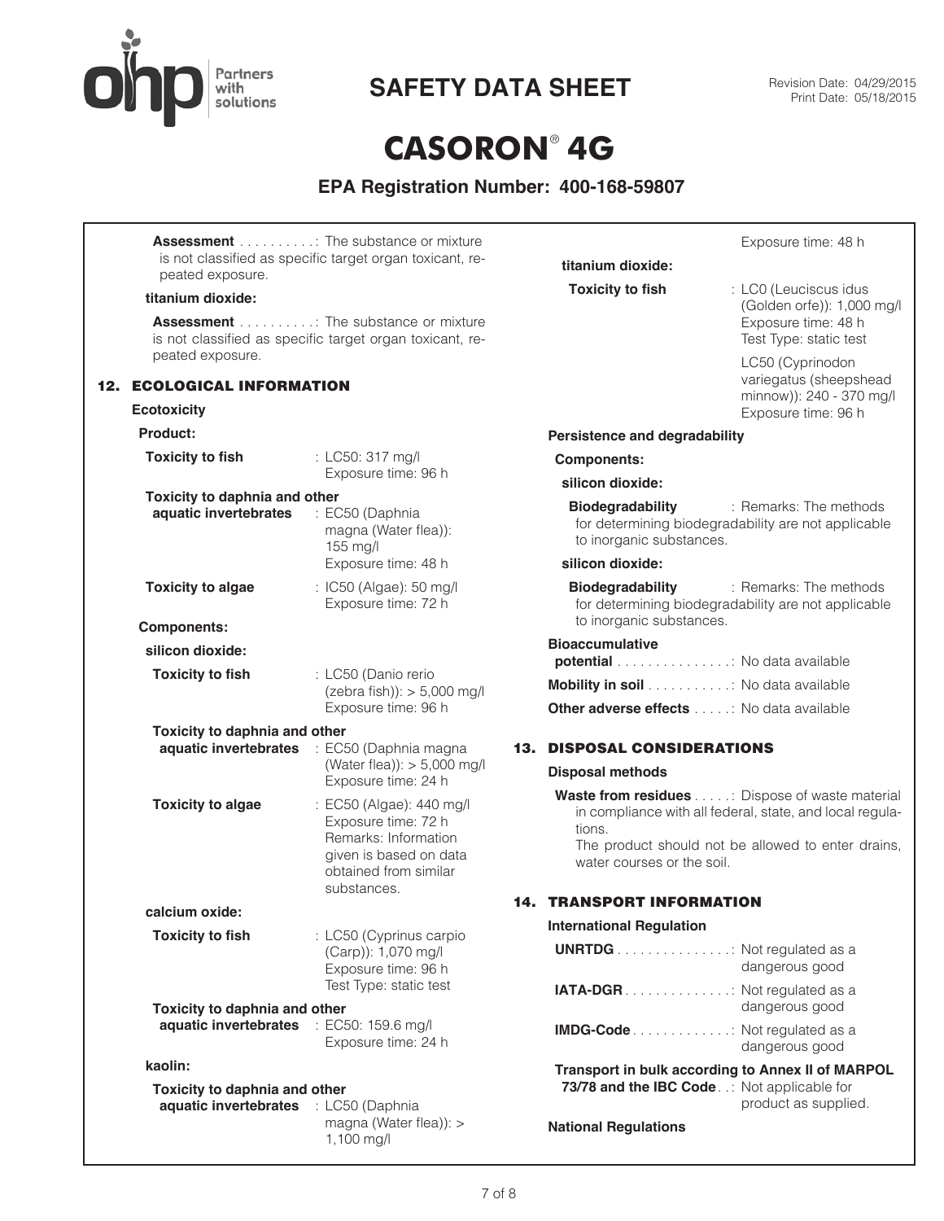**Assessment** . . . . . . . . . . : The substance or mixture is not classified as specific target organ toxicant, repeated exposure.

**titanium dioxide:**

**Assessment** . . . . . . . . . . : The substance or mixture is not classified as specific target organ toxicant, repeated exposure.

## 12. ECOLOGICAL INFORMATION

**Ecotoxicity**

**Product:**

**Toxicity to fish** : LC50: 317 mg/l
Exposure time: 96 h

**Toxicity to daphnia and other aquatic invertebrates** : EC50 (Daphnia magna (Water flea)): 155 mg/l
Exposure time: 48 h

**Toxicity to algae** : IC50 (Algae): 50 mg/l
Exposure time: 72 h

**Components:**

**silicon dioxide:**

**Toxicity to fish** : LC50 (Danio rerio (zebra fish)): > 5,000 mg/l
Exposure time: 96 h

**Toxicity to daphnia and other aquatic invertebrates** : EC50 (Daphnia magna (Water flea)): > 5,000 mg/l
Exposure time: 24 h

**Toxicity to algae** : EC50 (Algae): 440 mg/l
Exposure time: 72 h
Remarks: Information given is based on data obtained from similar substances.

**calcium oxide:**

**Toxicity to fish** : LC50 (Cyprinus carpio (Carp)): 1,070 mg/l
Exposure time: 96 h
Test Type: static test

**Toxicity to daphnia and other aquatic invertebrates** : EC50: 159.6 mg/l
Exposure time: 24 h

**kaolin:**

**Toxicity to daphnia and other aquatic invertebrates** : LC50 (Daphnia magna (Water flea)): > 1,100 mg/l
Exposure time: 48 h

**titanium dioxide:**

**Toxicity to fish** : LC0 (Leuciscus idus (Golden orfe)): 1,000 mg/l
Exposure time: 48 h
Test Type: static test

LC50 (Cyprinodon variegatus (sheepshead minnow)): 240 - 370 mg/l
Exposure time: 96 h

**Persistence and degradability**

**Components:**

**silicon dioxide:**

**Biodegradability** : Remarks: The methods for determining biodegradability are not applicable to inorganic substances.

**silicon dioxide:**

**Biodegradability** : Remarks: The methods for determining biodegradability are not applicable to inorganic substances.

**Bioaccumulative potential** . . . . . . . . . . . . . . . : No data available

**Mobility in soil** . . . . . . . . . . . : No data available

**Other adverse effects** . . . . . : No data available

## 13. DISPOSAL CONSIDERATIONS

**Disposal methods**

**Waste from residues** . . . . . : Dispose of waste material in compliance with all federal, state, and local regulations.
The product should not be allowed to enter drains, water courses or the soil.

## 14. TRANSPORT INFORMATION

**International Regulation**

**UNRTDG** . . . . . . . . . . . . . . . : Not regulated as a dangerous good

**IATA-DGR** . . . . . . . . . . . . . . : Not regulated as a dangerous good

**IMDG-Code** . . . . . . . . . . . . . : Not regulated as a dangerous good

**Transport in bulk according to Annex II of MARPOL 73/78 and the IBC Code** . . : Not applicable for product as supplied.

**National Regulations**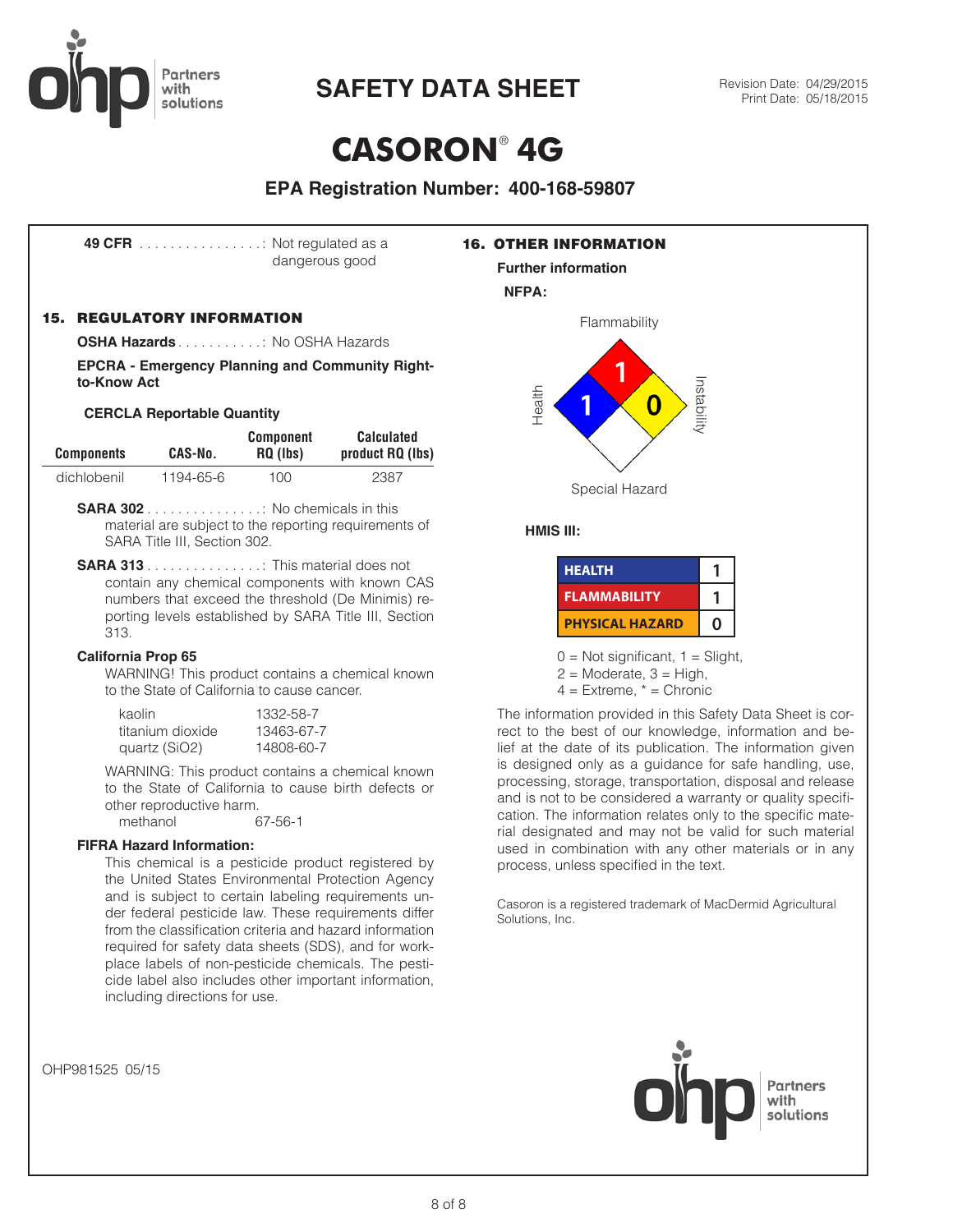# SAFETY DATA SHEET

# CASORON® 4G

## EPA Registration Number: 400-168-59807

**49 CFR** . . . . . . . . . . . . . . . . .: Not regulated as a dangerous good

## 15. REGULATORY INFORMATION

**OSHA Hazards** . . . . . . . . . . . .: No OSHA Hazards

**EPCRA - Emergency Planning and Community Right-to-Know Act**

**CERCLA Reportable Quantity**

| Components | CAS-No. | Component RQ (lbs) | Calculated product RQ (lbs) |
|---|---|---|---|
| dichlobenil | 1194-65-6 | 100 | 2387 |

**SARA 302** . . . . . . . . . . . . . . . .: No chemicals in this material are subject to the reporting requirements of SARA Title III, Section 302.

**SARA 313** . . . . . . . . . . . . . . . .: This material does not contain any chemical components with known CAS numbers that exceed the threshold (De Minimis) reporting levels established by SARA Title III, Section 313.

**California Prop 65**

WARNING! This product contains a chemical known to the State of California to cause cancer.

| | |
|---|---|
| kaolin | 1332-58-7 |
| titanium dioxide | 13463-67-7 |
| quartz ($SiO_2$) | 14808-60-7 |

WARNING: This product contains a chemical known to the State of California to cause birth defects or other reproductive harm.

| | |
|---|---|
| methanol | 67-56-1 |

**FIFRA Hazard Information:**

This chemical is a pesticide product registered by the United States Environmental Protection Agency and is subject to certain labeling requirements under federal pesticide law. These requirements differ from the classification criteria and hazard information required for safety data sheets (SDS), and for workplace labels of non-pesticide chemicals. The pesticide label also includes other important information, including directions for use.

## 16. OTHER INFORMATION

**Further information**

**NFPA:**

Flammability: 1
Health: 1
Instability: 0
Special Hazard

**HMIS III:**

| | |
|---|---|
| HEALTH | 1 |
| FLAMMABILITY | 1 |
| PHYSICAL HAZARD | 0 |

0 = Not significant, 1 = Slight,
2 = Moderate, 3 = High,
4 = Extreme, * = Chronic

The information provided in this Safety Data Sheet is correct to the best of our knowledge, information and belief at the date of its publication. The information given is designed only as a guidance for safe handling, use, processing, storage, transportation, disposal and release and is not to be considered a warranty or quality specification. The information relates only to the specific material designated and may not be valid for such material used in combination with any other materials or in any process, unless specified in the text.

Casoron is a registered trademark of MacDermid Agricultural Solutions, Inc.

OHP981525 05/15